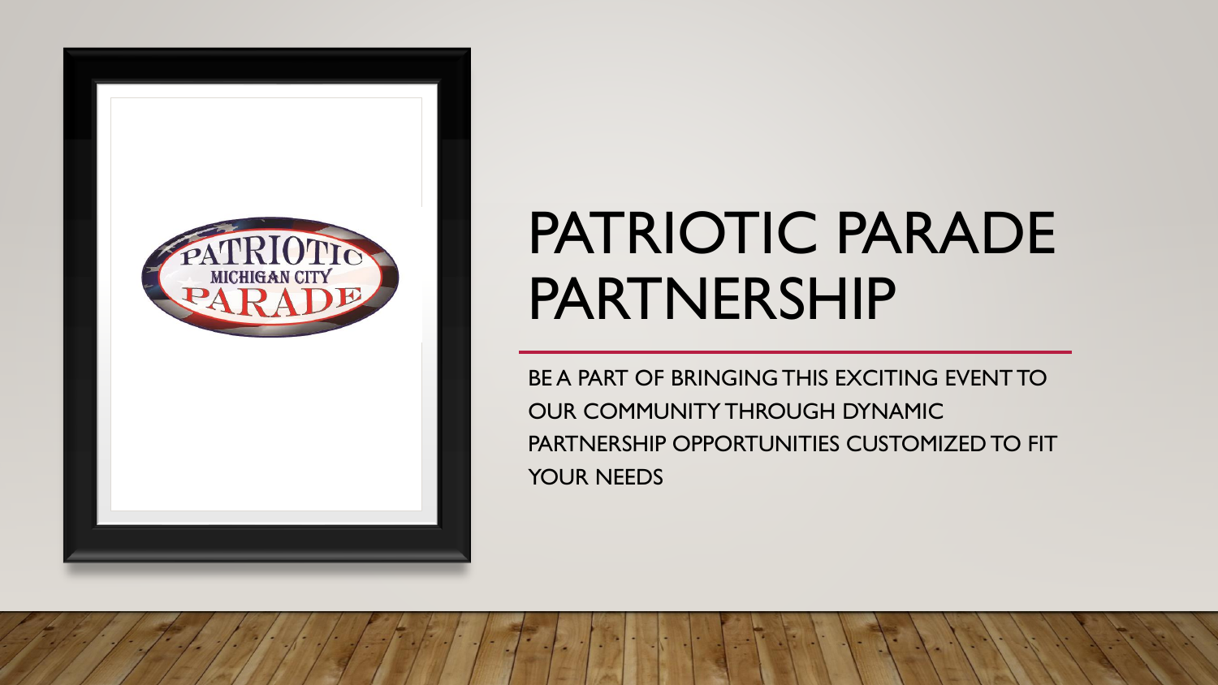# PATRIOTIC PARADE PARTNERSHIP

BE A PART OF BRINGING THIS EXCITING EVENT TO OUR COMMUNITY THROUGH DYNAMIC PARTNERSHIP OPPORTUNITIES CUSTOMIZED TO FIT YOUR NEEDS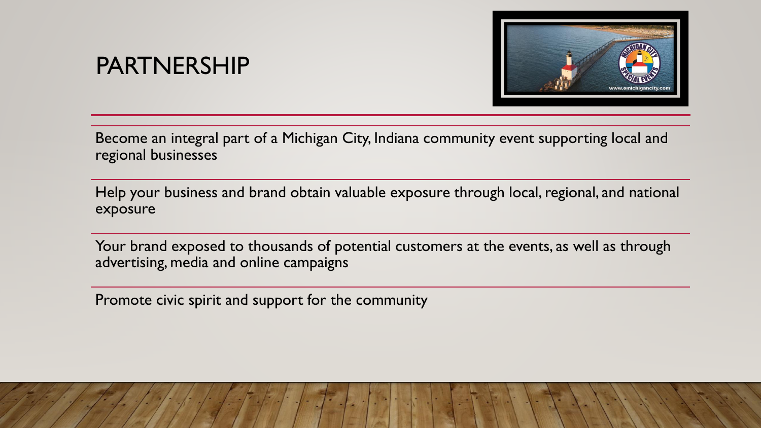# PARTNERSHIP

Become an integral part of a Michigan City, Indiana community event supporting local and regional businesses

Help your business and brand obtain valuable exposure through local, regional, and national exposure

Your brand exposed to thousands of potential customers at the events, as well as through advertising, media and online campaigns

Promote civic spirit and support for the community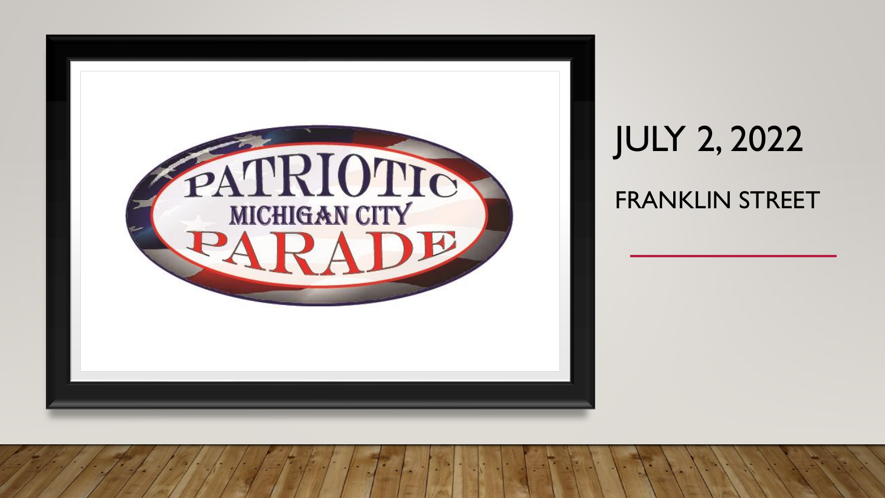PATRIOTIC
MICHIGAN CITY
PARADE

# JULY 2, 2022

FRANKLIN STREET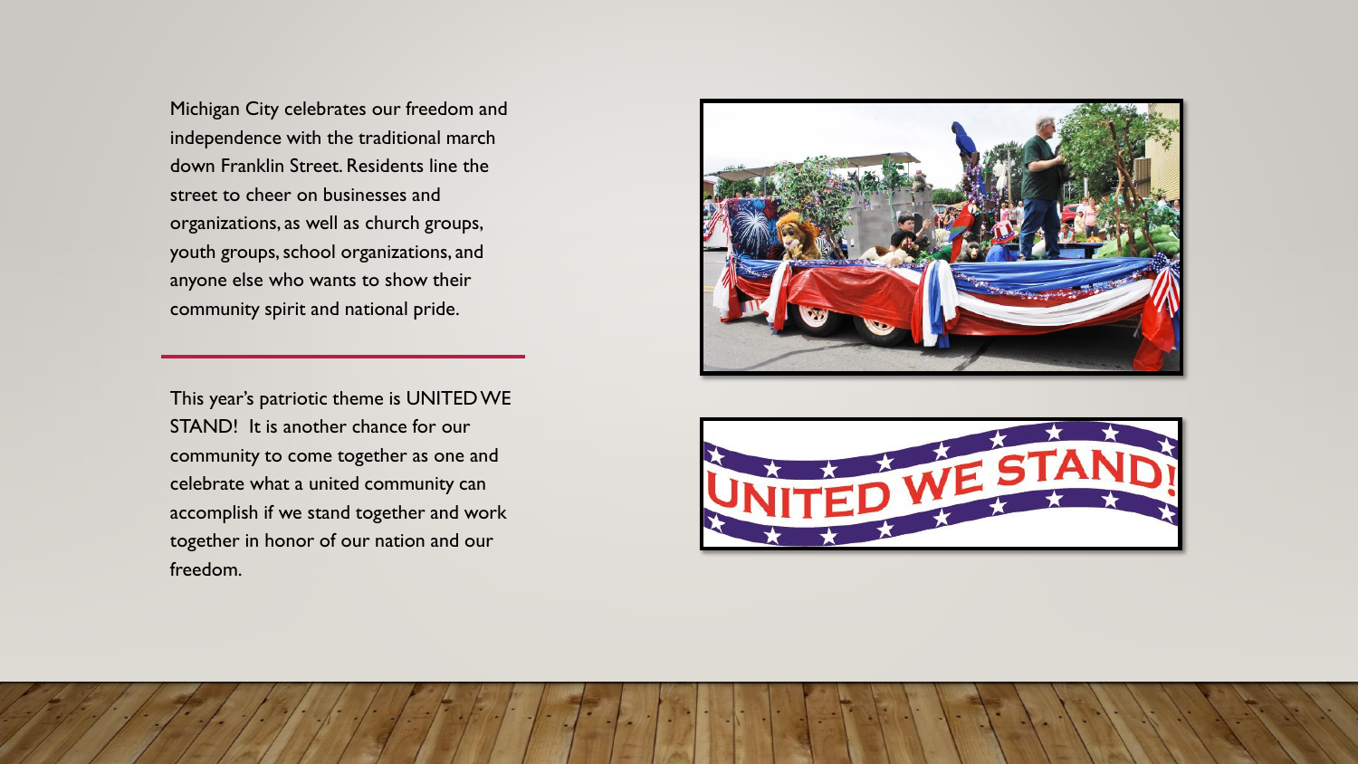Michigan City celebrates our freedom and independence with the traditional march down Franklin Street. Residents line the street to cheer on businesses and organizations, as well as church groups, youth groups, school organizations, and anyone else who wants to show their community spirit and national pride.

This year's patriotic theme is UNITED WE STAND! It is another chance for our community to come together as one and celebrate what a united community can accomplish if we stand together and work together in honor of our nation and our freedom.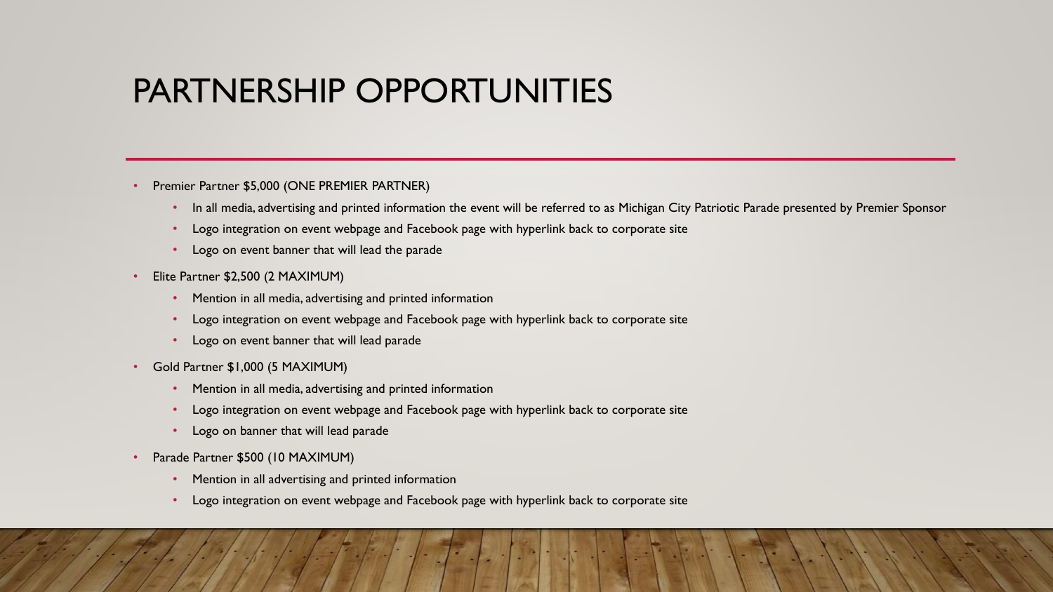# PARTNERSHIP OPPORTUNITIES

- Premier Partner $5,000 (ONE PREMIER PARTNER)
  - In all media, advertising and printed information the event will be referred to as Michigan City Patriotic Parade presented by Premier Sponsor
  - Logo integration on event webpage and Facebook page with hyperlink back to corporate site
  - Logo on event banner that will lead the parade
- Elite Partner $2,500 (2 MAXIMUM)
  - Mention in all media, advertising and printed information
  - Logo integration on event webpage and Facebook page with hyperlink back to corporate site
  - Logo on event banner that will lead parade
- Gold Partner $1,000 (5 MAXIMUM)
  - Mention in all media, advertising and printed information
  - Logo integration on event webpage and Facebook page with hyperlink back to corporate site
  - Logo on banner that will lead parade
- Parade Partner $500 (10 MAXIMUM)
  - Mention in all advertising and printed information
  - Logo integration on event webpage and Facebook page with hyperlink back to corporate site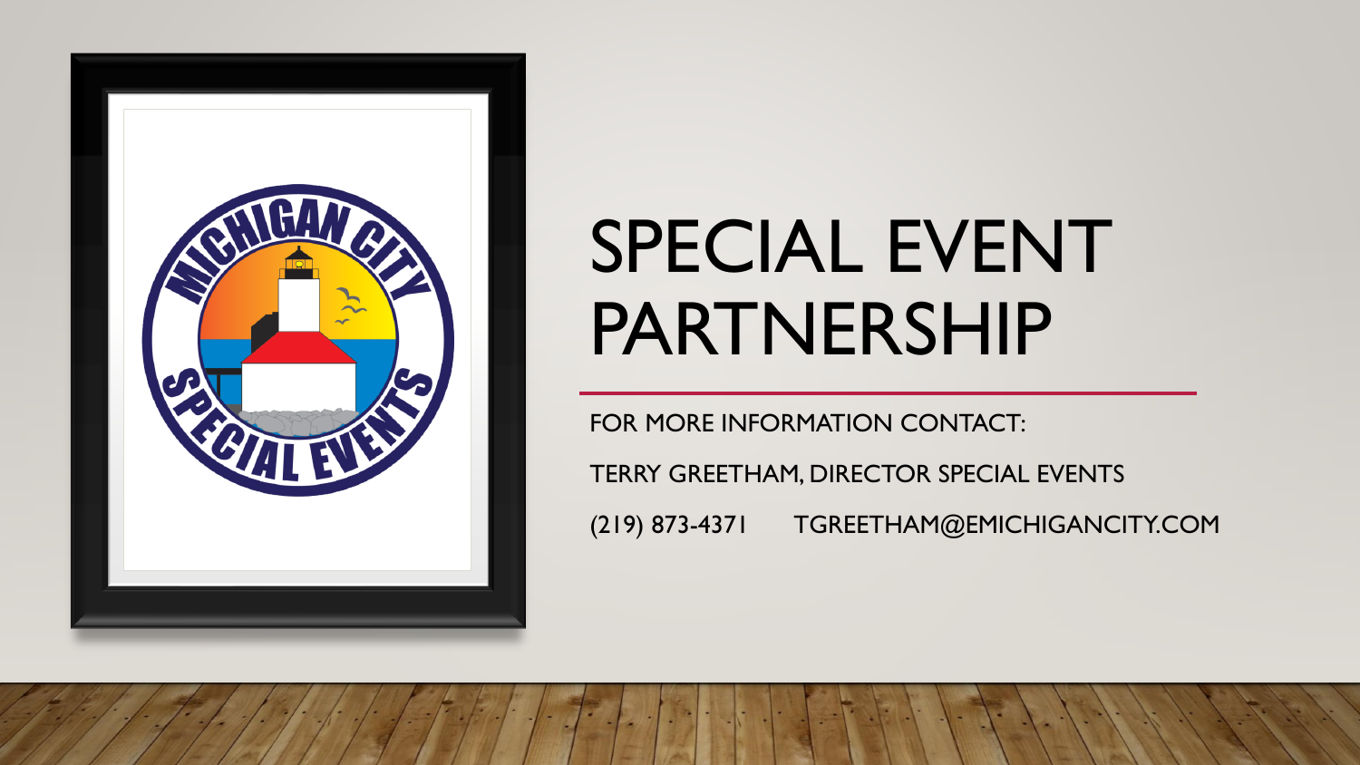# SPECIAL EVENT PARTNERSHIP

FOR MORE INFORMATION CONTACT:

TERRY GREETHAM, DIRECTOR SPECIAL EVENTS

(219) 873-4371 TGREETHAM@EMICHIGANCITY.COM